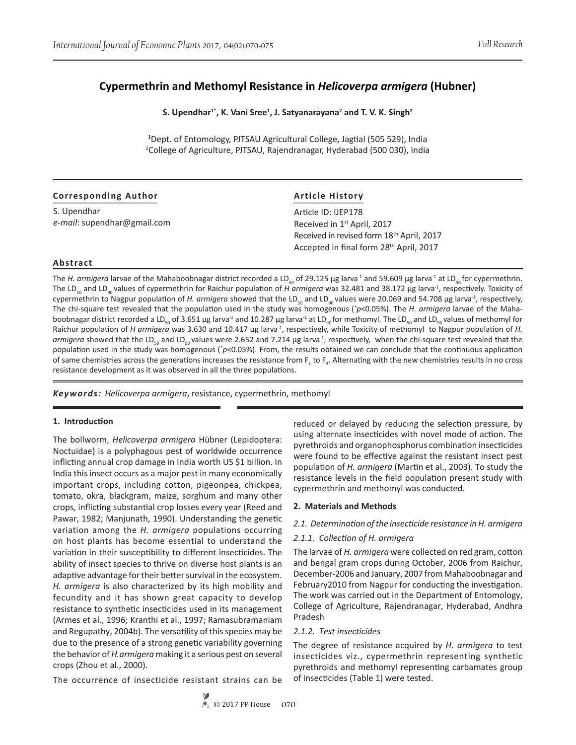Full Research

# Cypermethrin and Methomyl Resistance in *Helicoverpa armigera* (Hubner)

**S. Upendhar[1*], K. Vani Sree[1], J. Satyanarayana[2] and T. V. K. Singh[2]**

[1]Dept. of Entomology, PJTSAU Agricultural College, Jagtial (505 529), India
[2]College of Agriculture, PJTSAU, Rajendranagar, Hyderabad (500 030), India

**Corresponding Author**

S. Upendhar
*e-mail*: supendhar@gmail.com

**Article History**

Article ID: IJEP178
Received in 1[st] April, 2017
Received in revised form 18[th] April, 2017
Accepted in final form 28[th] April, 2017

## Abstract

The *H. armigera* larvae of the Mahaboobnagar district recorded a $LD_{50}$ of 29.125 µg larva$^{-1}$ and 59.609 µg larva$^{-1}$ at $LD_{90}$ for cypermethrin. The $LD_{50}$ and $LD_{90}$ values of cypermethrin for Raichur population of *H armigera* was 32.481 and 38.172 µg larva$^{-1}$, respectively. Toxicity of cypermethrin to Nagpur population of *H. armigera* showed that the $LD_{50}$ and $LD_{90}$ values were 20.069 and 54.708 µg larva$^{-1}$, respectively, The chi-square test revealed that the population used in the study was homogenous ($^{*}p<0.05$%). The *H. armigera* larvae of the Mahaboobnagar district recorded a $LD_{50}$ of 3.651 µg larva$^{-1}$ and 10.287 µg larva$^{-1}$ at $LD_{90}$ for methomyl. The $LD_{50}$ and $LD_{90}$ values of methomyl for Raichur population of *H armigera* was 3.630 and 10.417 µg larva$^{-1}$, respectively, while Toxicity of methomyl to Nagpur population of *H. armigera* showed that the $LD_{50}$ and $LD_{90}$ values were 2.652 and 7.214 µg larva$^{-1}$, respectively, when the chi-square test revealed that the population used in the study was homogenous ($^{*}p<0.05$%). From, the results obtained we can conclude that the continuous application of same chemistries across the generations increases the resistance from $F_1$ to $F_3$. Alternating with the new chemistries results in no cross resistance development as it was observed in all the three populations.

***Keywords:*** *Helicoverpa armigera*, resistance, cypermethrin, methomyl

## 1. Introduction

The bollworm, *Helicoverpa armigera* Hübner (Lepidoptera: Noctuidae) is a polyphagous pest of worldwide occurrence inflicting annual crop damage in India worth US $1 billion. In India this insect occurs as a major pest in many economically important crops, including cotton, pigeonpea, chickpea, tomato, okra, blackgram, maize, sorghum and many other crops, inflicting substantial crop losses every year (Reed and Pawar, 1982; Manjunath, 1990). Understanding the genetic variation among the *H. armigera* populations occurring on host plants has become essential to understand the variation in their susceptibility to different insecticides. The ability of insect species to thrive on diverse host plants is an adaptive advantage for their better survival in the ecosystem. *H. armigera* is also characterized by its high mobility and fecundity and it has shown great capacity to develop resistance to synthetic insecticides used in its management (Armes et al., 1996; Kranthi et al., 1997; Ramasubramaniam and Regupathy, 2004b). The versatility of this species may be due to the presence of a strong genetic variability governing the behavior of *H.armigera* making it a serious pest on several crops (Zhou et al., 2000).

The occurrence of insecticide resistant strains can be reduced or delayed by reducing the selection pressure, by using alternate insecticides with novel mode of action. The pyrethroids and organophosphorus combination insecticides were found to be effective against the resistant insect pest population of *H. armigera* (Martin et al., 2003). To study the resistance levels in the field population present study with cypermethrin and methomyl was conducted.

## 2. Materials and Methods

### *2.1. Determination of the insecticide resistance in H. armigera*

#### *2.1.1. Collection of H. armigera*

The larvae of *H. armigera* were collected on red gram, cotton and bengal gram crops during October, 2006 from Raichur, December-2006 and January, 2007 from Mahaboobnagar and February2010 from Nagpur for conducting the investigation. The work was carried out in the Department of Entomology, College of Agriculture, Rajendranagar, Hyderabad, Andhra Pradesh

#### *2.1.2. Test insecticides*

The degree of resistance acquired by *H. armigera* to test insecticides viz., cypermethrin representing synthetic pyrethroids and methomyl representing carbamates group of insecticides (Table 1) were tested.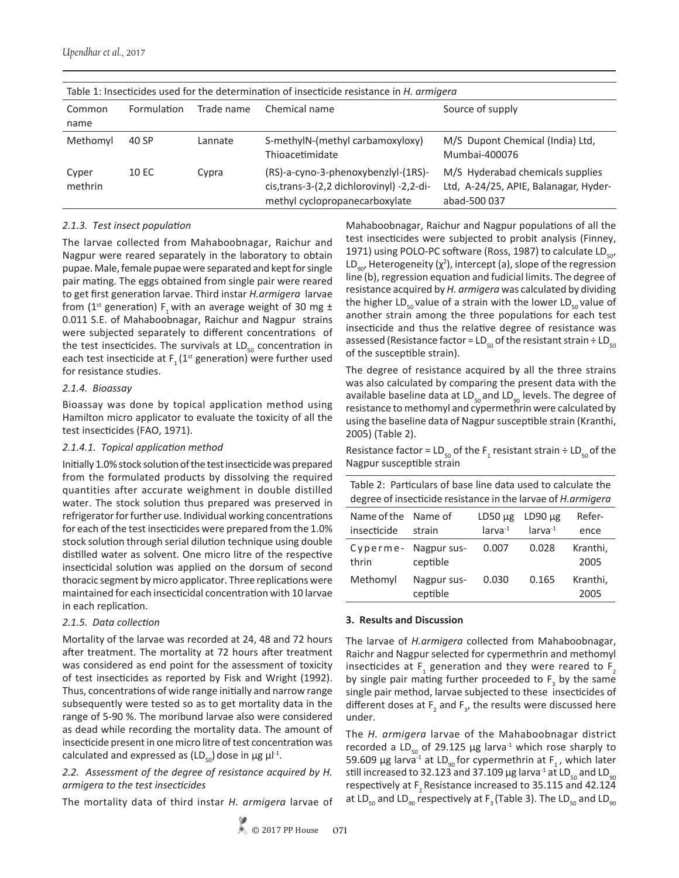Table 1: Insecticides used for the determination of insecticide resistance in *H. armigera*

| Common name | Formulation | Trade name | Chemical name | Source of supply |
|---|---|---|---|---|
| Methomyl | 40 SP | Lannate | S-methylN-(methyl carbamoxyloxy) Thioacetimidate | M/S Dupont Chemical (India) Ltd, Mumbai-400076 |
| Cyper methrin | 10 EC | Cypra | (RS)-a-cyno-3-phenoxybenzlyl-(1RS)-cis,trans-3-(2,2 dichlorovinyl) -2,2-dimethyl cyclopropanecarboxylate | M/S Hyderabad chemicals supplies Ltd, A-24/25, APIE, Balanagar, Hyderabad-500 037 |

*2.1.3. Test insect population*

The larvae collected from Mahaboobnagar, Raichur and Nagpur were reared separately in the laboratory to obtain pupae. Male, female pupae were separated and kept for single pair mating. The eggs obtained from single pair were reared to get first generation larvae. Third instar *H.armigera* larvae from (1st generation) $F_1$ with an average weight of 30 mg ± 0.011 S.E. of Mahaboobnagar, Raichur and Nagpur strains were subjected separately to different concentrations of the test insecticides. The survivals at $LD_{50}$ concentration in each test insecticide at $F_1$ (1st generation) were further used for resistance studies.

*2.1.4. Bioassay*

Bioassay was done by topical application method using Hamilton micro applicator to evaluate the toxicity of all the test insecticides (FAO, 1971).

*2.1.4.1. Topical application method*

Initially 1.0% stock solution of the test insecticide was prepared from the formulated products by dissolving the required quantities after accurate weighment in double distilled water. The stock solution thus prepared was preserved in refrigerator for further use. Individual working concentrations for each of the test insecticides were prepared from the 1.0% stock solution through serial dilution technique using double distilled water as solvent. One micro litre of the respective insecticidal solution was applied on the dorsum of second thoracic segment by micro applicator. Three replications were maintained for each insecticidal concentration with 10 larvae in each replication.

*2.1.5. Data collection*

Mortality of the larvae was recorded at 24, 48 and 72 hours after treatment. The mortality at 72 hours after treatment was considered as end point for the assessment of toxicity of test insecticides as reported by Fisk and Wright (1992). Thus, concentrations of wide range initially and narrow range subsequently were tested so as to get mortality data in the range of 5-90 %. The moribund larvae also were considered as dead while recording the mortality data. The amount of insecticide present in one micro litre of test concentration was calculated and expressed as ($LD_{50}$) dose in µg µl$^{-1}$.

*2.2. Assessment of the degree of resistance acquired by H. armigera to the test insecticides*

The mortality data of third instar *H. armigera* larvae of Mahaboobnagar, Raichur and Nagpur populations of all the test insecticides were subjected to probit analysis (Finney, 1971) using POLO-PC software (Ross, 1987) to calculate $LD_{50}$, $LD_{90}$, Heterogeneity ($\chi^2$), intercept (a), slope of the regression line (b), regression equation and fudicial limits. The degree of resistance acquired by *H. armigera* was calculated by dividing the higher $LD_{50}$ value of a strain with the lower $LD_{50}$ value of another strain among the three populations for each test insecticide and thus the relative degree of resistance was assessed (Resistance factor = $LD_{50}$ of the resistant strain ÷ $LD_{50}$ of the susceptible strain).

The degree of resistance acquired by all the three strains was also calculated by comparing the present data with the available baseline data at $LD_{50}$ and $LD_{90}$ levels. The degree of resistance to methomyl and cypermethrin were calculated by using the baseline data of Nagpur susceptible strain (Kranthi, 2005) (Table 2).

Resistance factor = $LD_{50}$ of the $F_1$ resistant strain ÷ $LD_{50}$ of the Nagpur susceptible strain

Table 2: Particulars of base line data used to calculate the degree of insecticide resistance in the larvae of *H.armigera*

| Name of the insecticide | Name of strain | LD50 µg larva$^{-1}$ | LD90 µg larva$^{-1}$ | Reference |
|---|---|---|---|---|
| Cypermethrin | Nagpur susceptible | 0.007 | 0.028 | Kranthi, 2005 |
| Methomyl | Nagpur susceptible | 0.030 | 0.165 | Kranthi, 2005 |

## 3. Results and Discussion

The larvae of *H.armigera* collected from Mahaboobnagar, Raichr and Nagpur selected for cypermethrin and methomyl insecticides at $F_1$ generation and they were reared to $F_2$ by single pair mating further proceeded to $F_3$ by the same single pair method, larvae subjected to these insecticides of different doses at $F_2$ and $F_3$, the results were discussed here under.

The *H. armigera* larvae of the Mahaboobnagar district recorded a $LD_{50}$ of 29.125 µg larva$^{-1}$ which rose sharply to 59.609 µg larva$^{-1}$ at $LD_{90}$ for cypermethrin at $F_1$, which later still increased to 32.123 and 37.109 µg larva$^{-1}$ at $LD_{50}$ and $LD_{90}$ respectively at $F_2$ Resistance increased to 35.115 and 42.124 at $LD_{50}$ and $LD_{90}$ respectively at $F_3$ (Table 3). The $LD_{50}$ and $LD_{90}$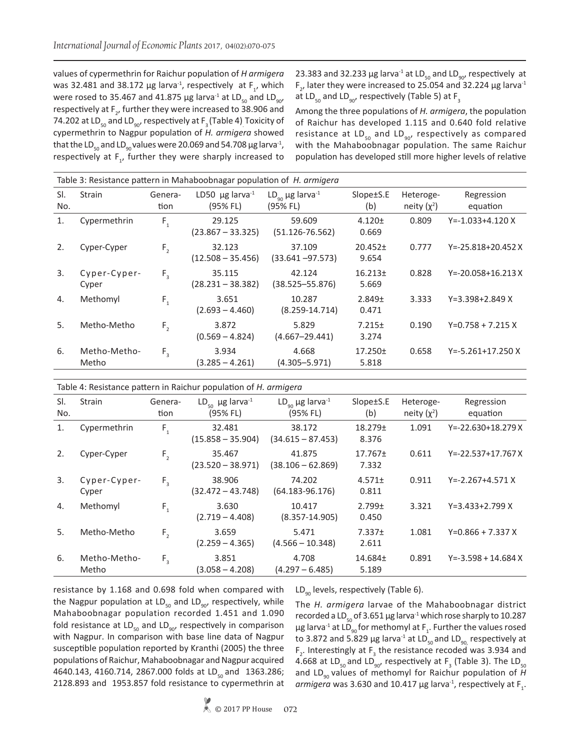values of cypermethrin for Raichur population of *H armigera* was 32.481 and 38.172 μg larva$^{-1}$, respectively at $F_1$, which were rosed to 35.467 and 41.875 μg larva$^{-1}$ at $LD_{50}$ and $LD_{90}$, respectively at $F_2$, further they were increased to 38.906 and 74.202 at $LD_{50}$ and $LD_{90}$, respectively at $F_3$ (Table 4) Toxicity of cypermethrin to Nagpur population of *H. armigera* showed that the $LD_{50}$ and $LD_{90}$ values were 20.069 and 54.708 μg larva$^{-1}$, respectively at $F_1$, further they were sharply increased to 23.383 and 32.233 μg larva$^{-1}$ at $LD_{50}$ and $LD_{90}$, respectively at $F_2$, later they were increased to 25.054 and 32.224 μg larva$^{-1}$ at $LD_{50}$ and $LD_{90}$, respectively (Table 5) at $F_3$

Among the three populations of *H. armigera*, the population of Raichur has developed 1.115 and 0.640 fold relative resistance at $LD_{50}$ and $LD_{90}$, respectively as compared with the Mahaboobnagar population. The same Raichur population has developed still more higher levels of relative resistance by 1.168 and 0.698 fold when compared with the Nagpur population at $LD_{50}$ and $LD_{90}$, respectively, while Mahaboobnagar population recorded 1.451 and 1.090 fold resistance at $LD_{50}$ and $LD_{90}$, respectively in comparison with Nagpur. In comparison with base line data of Nagpur susceptible population reported by Kranthi (2005) the three populations of Raichur, Mahaboobnagar and Nagpur acquired 4640.143, 4160.714, 2867.000 folds at $LD_{50}$ and 1363.286; 2128.893 and 1953.857 fold resistance to cypermethrin at $LD_{90}$ levels, respectively (Table 6).

The *H. armigera* larvae of the Mahaboobnagar district recorded a $LD_{50}$ of 3.651 μg larva$^{-1}$ which rose sharply to 10.287 μg larva$^{-1}$ at $LD_{90}$ for methomyl at $F_1$. Further the values rosed to 3.872 and 5.829 μg larva$^{-1}$ at $LD_{50}$ and $LD_{90}$ respectively at $F_2$. Interestingly at $F_3$ the resistance recoded was 3.934 and 4.668 at $LD_{50}$ and $LD_{90}$, respectively at $F_3$ (Table 3). The $LD_{50}$ and $LD_{90}$ values of methomyl for Raichur population of *H armigera* was 3.630 and 10.417 μg larva$^{-1}$, respectively at $F_1$.

Table 3: Resistance pattern in Mahaboobnagar population of *H. armigera*

| Sl. No. | Strain | Generation | LD50 μg larva$^{-1}$ (95% FL) | $LD_{90}$ μg larva$^{-1}$ (95% FL) | Slope±S.E (b) | Heterogeneity ($\chi^2$) | Regression equation |
|---|---|---|---|---|---|---|---|
| 1. | Cypermethrin | $F_1$ | 29.125 (23.867 – 33.325) | 59.609 (51.126-76.562) | 4.120± 0.669 | 0.809 | Y=-1.033+4.120 X |
| 2. | Cyper-Cyper | $F_2$ | 32.123 (12.508 – 35.456) | 37.109 (33.641 –97.573) | 20.452± 9.654 | 0.777 | Y=-25.818+20.452 X |
| 3. | Cyper-Cyper-Cyper | $F_3$ | 35.115 (28.231 – 38.382) | 42.124 (38.525–55.876) | 16.213± 5.669 | 0.828 | Y=-20.058+16.213 X |
| 4. | Methomyl | $F_1$ | 3.651 (2.693 – 4.460) | 10.287 (8.259-14.714) | 2.849± 0.471 | 3.333 | Y=3.398+2.849 X |
| 5. | Metho-Metho | $F_2$ | 3.872 (0.569 – 4.824) | 5.829 (4.667–29.441) | 7.215± 3.274 | 0.190 | Y=0.758 + 7.215 X |
| 6. | Metho-Metho-Metho | $F_3$ | 3.934 (3.285 – 4.261) | 4.668 (4.305–5.971) | 17.250± 5.818 | 0.658 | Y=-5.261+17.250 X |

Table 4: Resistance pattern in Raichur population of *H. armigera*

| Sl. No. | Strain | Generation | $LD_{50}$ μg larva$^{-1}$ (95% FL) | $LD_{90}$ μg larva$^{-1}$ (95% FL) | Slope±S.E (b) | Heterogeneity ($\chi^2$) | Regression equation |
|---|---|---|---|---|---|---|---|
| 1. | Cypermethrin | $F_1$ | 32.481 (15.858 – 35.904) | 38.172 (34.615 – 87.453) | 18.279± 8.376 | 1.091 | Y=-22.630+18.279 X |
| 2. | Cyper-Cyper | $F_2$ | 35.467 (23.520 – 38.971) | 41.875 (38.106 – 62.869) | 17.767± 7.332 | 0.611 | Y=-22.537+17.767 X |
| 3. | Cyper-Cyper-Cyper | $F_3$ | 38.906 (32.472 – 43.748) | 74.202 (64.183-96.176) | 4.571± 0.811 | 0.911 | Y=-2.267+4.571 X |
| 4. | Methomyl | $F_1$ | 3.630 (2.719 – 4.408) | 10.417 (8.357-14.905) | 2.799± 0.450 | 3.321 | Y=3.433+2.799 X |
| 5. | Metho-Metho | $F_2$ | 3.659 (2.259 – 4.365) | 5.471 (4.566 – 10.348) | 7.337± 2.611 | 1.081 | Y=0.866 + 7.337 X |
| 6. | Metho-Metho-Metho | $F_3$ | 3.851 (3.058 – 4.208) | 4.708 (4.297 – 6.485) | 14.684± 5.189 | 0.891 | Y=-3.598 + 14.684 X |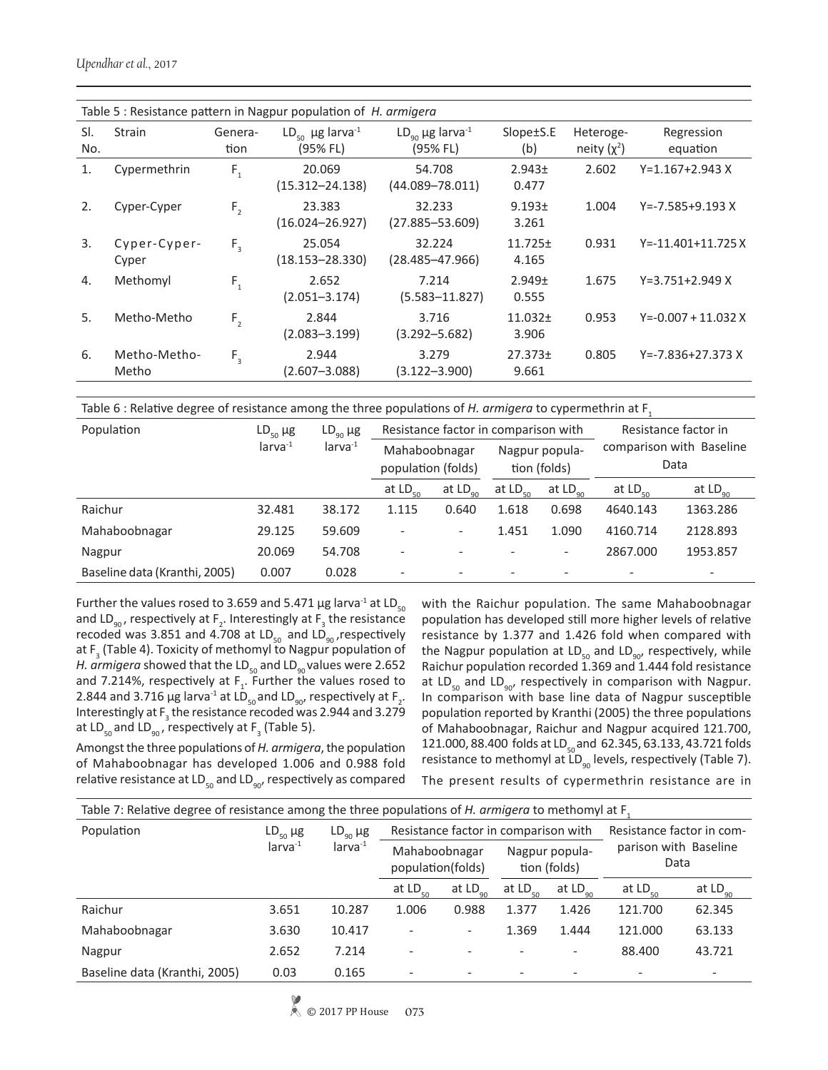Table 5 : Resistance pattern in Nagpur population of *H. armigera*

| Sl. No. | Strain | Generation | $LD_{50}$ µg $larva^{-1}$ (95% FL) | $LD_{90}$ µg $larva^{-1}$ (95% FL) | Slope±S.E (b) | Heterogeneity ($\chi^2$) | Regression equation |
|---|---|---|---|---|---|---|---|
| 1. | Cypermethrin | $F_1$ | 20.069 (15.312–24.138) | 54.708 (44.089–78.011) | 2.943± 0.477 | 2.602 | Y=1.167+2.943 X |
| 2. | Cyper-Cyper | $F_2$ | 23.383 (16.024–26.927) | 32.233 (27.885–53.609) | 9.193± 3.261 | 1.004 | Y=-7.585+9.193 X |
| 3. | Cyper-Cyper-Cyper | $F_3$ | 25.054 (18.153–28.330) | 32.224 (28.485–47.966) | 11.725± 4.165 | 0.931 | Y=-11.401+11.725 X |
| 4. | Methomyl | $F_1$ | 2.652 (2.051–3.174) | 7.214 (5.583–11.827) | 2.949± 0.555 | 1.675 | Y=3.751+2.949 X |
| 5. | Metho-Metho | $F_2$ | 2.844 (2.083–3.199) | 3.716 (3.292–5.682) | 11.032± 3.906 | 0.953 | Y=-0.007 + 11.032 X |
| 6. | Metho-Metho-Metho | $F_3$ | 2.944 (2.607–3.088) | 3.279 (3.122–3.900) | 27.373± 9.661 | 0.805 | Y=-7.836+27.373 X |

Table 6 : Relative degree of resistance among the three populations of *H. armigera* to cypermethrin at $F_1$

| Population | $LD_{50}$ µg $larva^{-1}$ | $LD_{90}$ µg $larva^{-1}$ | Resistance factor in comparison with | | | | Resistance factor in comparison with Baseline Data | |
|---|---|---|---|---|---|---|---|---|
| | | | Mahaboobnagar population (folds) | | Nagpur population (folds) | | | |
| | | | at $LD_{50}$ | at $LD_{90}$ | at $LD_{50}$ | at $LD_{90}$ | at $LD_{50}$ | at $LD_{90}$ |
| Raichur | 32.481 | 38.172 | 1.115 | 0.640 | 1.618 | 0.698 | 4640.143 | 1363.286 |
| Mahaboobnagar | 29.125 | 59.609 | - | - | 1.451 | 1.090 | 4160.714 | 2128.893 |
| Nagpur | 20.069 | 54.708 | - | - | - | - | 2867.000 | 1953.857 |
| Baseline data (Kranthi, 2005) | 0.007 | 0.028 | - | - | - | - | - | - |

Further the values rosed to 3.659 and 5.471 µg $larva^{-1}$ at $LD_{50}$ and $LD_{90}$, respectively at $F_2$. Interestingly at $F_3$ the resistance recoded was 3.851 and 4.708 at $LD_{50}$ and $LD_{90}$, respectively at $F_3$ (Table 4). Toxicity of methomyl to Nagpur population of *H. armigera* showed that the $LD_{50}$ and $LD_{90}$ values were 2.652 and 7.214%, respectively at $F_1$. Further the values rosed to 2.844 and 3.716 µg $larva^{-1}$ at $LD_{50}$ and $LD_{90}$, respectively at $F_2$. Interestingly at $F_3$ the resistance recoded was 2.944 and 3.279 at $LD_{50}$ and $LD_{90}$, respectively at $F_3$ (Table 5).

Amongst the three populations of *H. armigera*, the population of Mahaboobnagar has developed 1.006 and 0.988 fold relative resistance at $LD_{50}$ and $LD_{90}$, respectively as compared with the Raichur population. The same Mahaboobnagar population has developed still more higher levels of relative resistance by 1.377 and 1.426 fold when compared with the Nagpur population at $LD_{50}$ and $LD_{90}$, respectively, while Raichur population recorded 1.369 and 1.444 fold resistance at $LD_{50}$ and $LD_{90}$, respectively in comparison with Nagpur. In comparison with base line data of Nagpur susceptible population reported by Kranthi (2005) the three populations of Mahaboobnagar, Raichur and Nagpur acquired 121.700, 121.000, 88.400 folds at $LD_{50}$ and 62.345, 63.133, 43.721 folds resistance to methomyl at $LD_{90}$ levels, respectively (Table 7).

The present results of cypermethrin resistance are in

Table 7: Relative degree of resistance among the three populations of *H. armigera* to methomyl at $F_1$

| Population | $LD_{50}$ µg $larva^{-1}$ | $LD_{90}$ µg $larva^{-1}$ | Resistance factor in comparison with | | | | Resistance factor in comparison with Baseline Data | |
|---|---|---|---|---|---|---|---|---|
| | | | Mahaboobnagar population(folds) | | Nagpur population (folds) | | | |
| | | | at $LD_{50}$ | at $LD_{90}$ | at $LD_{50}$ | at $LD_{90}$ | at $LD_{50}$ | at $LD_{90}$ |
| Raichur | 3.651 | 10.287 | 1.006 | 0.988 | 1.377 | 1.426 | 121.700 | 62.345 |
| Mahaboobnagar | 3.630 | 10.417 | - | - | 1.369 | 1.444 | 121.000 | 63.133 |
| Nagpur | 2.652 | 7.214 | - | - | - | - | 88.400 | 43.721 |
| Baseline data (Kranthi, 2005) | 0.03 | 0.165 | - | - | - | - | - | - |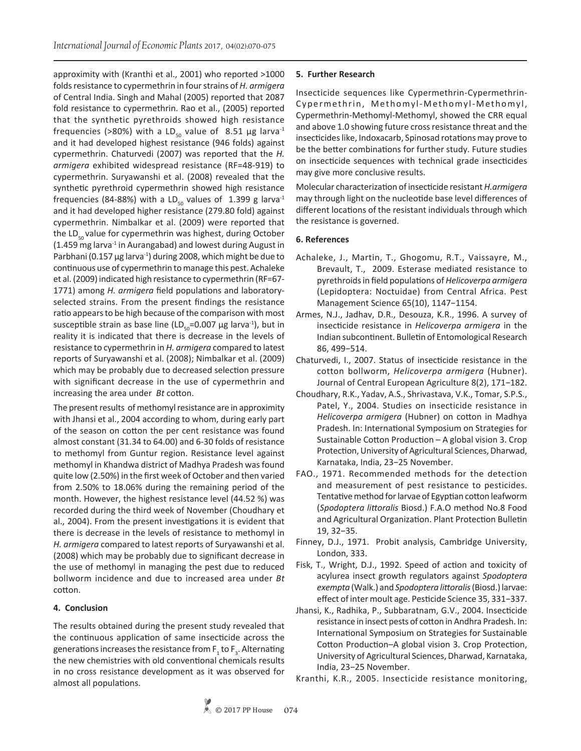approximity with (Kranthi et al., 2001) who reported >1000 folds resistance to cypermethrin in four strains of *H. armigera* of Central India. Singh and Mahal (2005) reported that 2087 fold resistance to cypermethrin. Rao et al., (2005) reported that the synthetic pyrethroids showed high resistance frequencies (>80%) with a $LD_{50}$ value of 8.51 µg larva$^{-1}$ and it had developed highest resistance (946 folds) against cypermethrin. Chaturvedi (2007) was reported that the *H. armigera* exhibited widespread resistance (RF=48-919) to cypermethrin. Suryawanshi et al. (2008) revealed that the synthetic pyrethroid cypermethrin showed high resistance frequencies (84-88%) with a $LD_{50}$ values of 1.399 g larva$^{-1}$ and it had developed higher resistance (279.80 fold) against cypermethrin. Nimbalkar et al. (2009) were reported that the $LD_{50}$ value for cypermethrin was highest, during October (1.459 mg larva$^{-1}$ in Aurangabad) and lowest during August in Parbhani (0.157 µg larva$^{-1}$) during 2008, which might be due to continuous use of cypermethrin to manage this pest. Achaleke et al. (2009) indicated high resistance to cypermethrin (RF=67-1771) among *H. armigera* field populations and laboratory-selected strains. From the present findings the resistance ratio appears to be high because of the comparison with most susceptible strain as base line ($LD_{50}$=0.007 µg larva$^{-1}$), but in reality it is indicated that there is decrease in the levels of resistance to cypermethrin in *H. armigera* compared to latest reports of Suryawanshi et al. (2008); Nimbalkar et al. (2009) which may be probably due to decreased selection pressure with significant decrease in the use of cypermethrin and increasing the area under *Bt* cotton.

The present results of methomyl resistance are in approximity with Jhansi et al., 2004 according to whom, during early part of the season on cotton the per cent resistance was found almost constant (31.34 to 64.00) and 6-30 folds of resistance to methomyl from Guntur region. Resistance level against methomyl in Khandwa district of Madhya Pradesh was found quite low (2.50%) in the first week of October and then varied from 2.50% to 18.06% during the remaining period of the month. However, the highest resistance level (44.52 %) was recorded during the third week of November (Choudhary et al., 2004). From the present investigations it is evident that there is decrease in the levels of resistance to methomyl in *H. armigera* compared to latest reports of Suryawanshi et al. (2008) which may be probably due to significant decrease in the use of methomyl in managing the pest due to reduced bollworm incidence and due to increased area under *Bt* cotton.

## 4. Conclusion

The results obtained during the present study revealed that the continuous application of same insecticide across the generations increases the resistance from $F_1$ to $F_3$. Alternating the new chemistries with old conventional chemicals results in no cross resistance development as it was observed for almost all populations.

## 5. Further Research

Insecticide sequences like Cypermethrin-Cypermethrin-Cypermethrin, Methomyl-Methomyl-Methomyl, Cypermethrin-Methomyl-Methomyl, showed the CRR equal and above 1.0 showing future cross resistance threat and the insecticides like, Indoxacarb, Spinosad rotations may prove to be the better combinations for further study. Future studies on insecticide sequences with technical grade insecticides may give more conclusive results.

Molecular characterization of insecticide resistant *H.armigera* may through light on the nucleotide base level differences of different locations of the resistant individuals through which the resistance is governed.

## 6. References

Achaleke, J., Martin, T., Ghogomu, R.T., Vaissayre, M., Brevault, T., 2009. Esterase mediated resistance to pyrethroids in field populations of *Helicoverpa armigera* (Lepidoptera: Noctuidae) from Central Africa. Pest Management Science 65(10), 1147−1154.

Armes, N.J., Jadhav, D.R., Desouza, K.R., 1996. A survey of insecticide resistance in *Helicoverpa armigera* in the Indian subcontinent. Bulletin of Entomological Research 86, 499−514.

Chaturvedi, I., 2007. Status of insecticide resistance in the cotton bollworm, *Helicoverpa armigera* (Hubner). Journal of Central European Agriculture 8(2), 171−182.

Choudhary, R.K., Yadav, A.S., Shrivastava, V.K., Tomar, S.P.S., Patel, Y., 2004. Studies on insecticide resistance in *Helicoverpa armigera* (Hubner) on cotton in Madhya Pradesh. In: International Symposium on Strategies for Sustainable Cotton Production – A global vision 3. Crop Protection, University of Agricultural Sciences, Dharwad, Karnataka, India, 23−25 November.

FAO., 1971. Recommended methods for the detection and measurement of pest resistance to pesticides. Tentative method for larvae of Egyptian cotton leafworm (*Spodoptera littoralis* Biosd.) F.A.O method No.8 Food and Agricultural Organization. Plant Protection Bulletin 19, 32−35.

Finney, D.J., 1971. Probit analysis, Cambridge University, London, 333.

Fisk, T., Wright, D.J., 1992. Speed of action and toxicity of acylurea insect growth regulators against *Spodoptera exempta* (Walk.) and *Spodoptera littoralis* (Biosd.) larvae: effect of inter moult age. Pesticide Science 35, 331−337.

Jhansi, K., Radhika, P., Subbaratnam, G.V., 2004. Insecticide resistance in insect pests of cotton in Andhra Pradesh. In: International Symposium on Strategies for Sustainable Cotton Production–A global vision 3. Crop Protection, University of Agricultural Sciences, Dharwad, Karnataka, India, 23−25 November.

Kranthi, K.R., 2005. Insecticide resistance monitoring,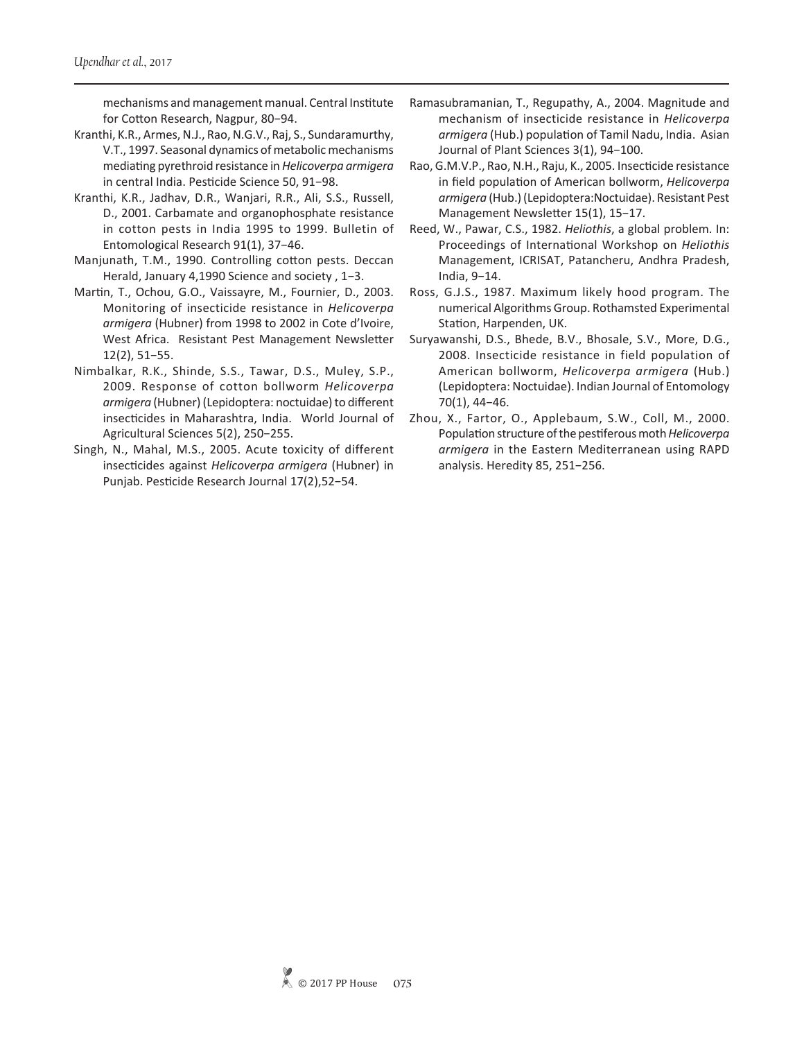mechanisms and management manual. Central Institute for Cotton Research, Nagpur, 80−94.

Kranthi, K.R., Armes, N.J., Rao, N.G.V., Raj, S., Sundaramurthy, V.T., 1997. Seasonal dynamics of metabolic mechanisms mediating pyrethroid resistance in *Helicoverpa armigera* in central India. Pesticide Science 50, 91−98.

Kranthi, K.R., Jadhav, D.R., Wanjari, R.R., Ali, S.S., Russell, D., 2001. Carbamate and organophosphate resistance in cotton pests in India 1995 to 1999. Bulletin of Entomological Research 91(1), 37−46.

Manjunath, T.M., 1990. Controlling cotton pests. Deccan Herald, January 4,1990 Science and society , 1−3.

Martin, T., Ochou, G.O., Vaissayre, M., Fournier, D., 2003. Monitoring of insecticide resistance in *Helicoverpa armigera* (Hubner) from 1998 to 2002 in Cote d'Ivoire, West Africa. Resistant Pest Management Newsletter 12(2), 51−55.

Nimbalkar, R.K., Shinde, S.S., Tawar, D.S., Muley, S.P., 2009. Response of cotton bollworm *Helicoverpa armigera* (Hubner) (Lepidoptera: noctuidae) to different insecticides in Maharashtra, India. World Journal of Agricultural Sciences 5(2), 250−255.

Singh, N., Mahal, M.S., 2005. Acute toxicity of different insecticides against *Helicoverpa armigera* (Hubner) in Punjab. Pesticide Research Journal 17(2),52−54.

Ramasubramanian, T., Regupathy, A., 2004. Magnitude and mechanism of insecticide resistance in *Helicoverpa armigera* (Hub.) population of Tamil Nadu, India. Asian Journal of Plant Sciences 3(1), 94−100.

Rao, G.M.V.P., Rao, N.H., Raju, K., 2005. Insecticide resistance in field population of American bollworm, *Helicoverpa armigera* (Hub.) (Lepidoptera:Noctuidae). Resistant Pest Management Newsletter 15(1), 15−17.

Reed, W., Pawar, C.S., 1982. *Heliothis*, a global problem. In: Proceedings of International Workshop on *Heliothis* Management, ICRISAT, Patancheru, Andhra Pradesh, India, 9−14.

Ross, G.J.S., 1987. Maximum likely hood program. The numerical Algorithms Group. Rothamsted Experimental Station, Harpenden, UK.

Suryawanshi, D.S., Bhede, B.V., Bhosale, S.V., More, D.G., 2008. Insecticide resistance in field population of American bollworm, *Helicoverpa armigera* (Hub.) (Lepidoptera: Noctuidae). Indian Journal of Entomology 70(1), 44−46.

Zhou, X., Fartor, O., Applebaum, S.W., Coll, M., 2000. Population structure of the pestiferous moth *Helicoverpa armigera* in the Eastern Mediterranean using RAPD analysis. Heredity 85, 251−256.